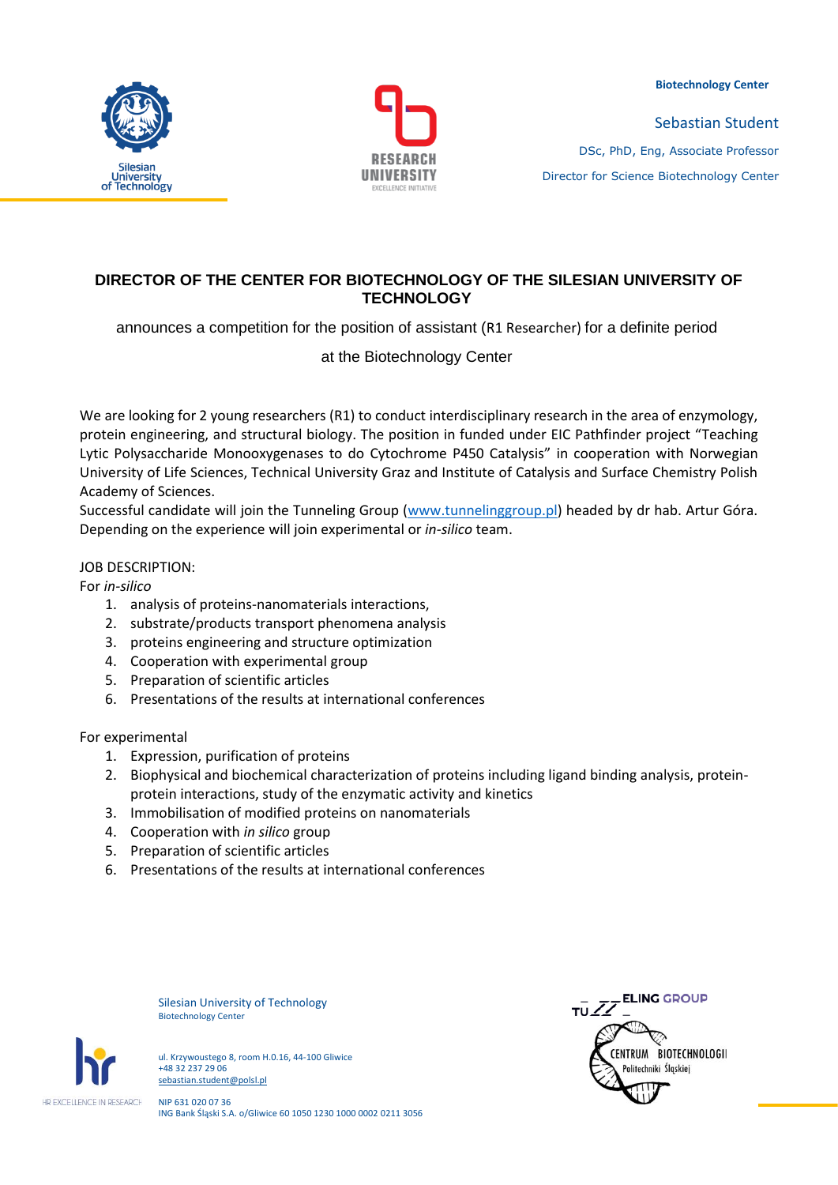Biotechnology Center

Sebastian Student

DSc, PhD, Eng, Associate Professor

Director for Science Biotechnology Center

## DIRECTOR OF THE CENTER FOR BIOTECHNOLOGY OF THE SILESIAN UNIVERSITY OF TECHNOLOGY

announces a competition for the position of assistant (R1 Researcher) for a definite period

at the Biotechnology Center

We are looking for 2 young researchers (R1) to conduct interdisciplinary research in the area of enzymology, protein engineering, and structural biology. The position in funded under EIC Pathfinder project "Teaching Lytic Polysaccharide Monooxygenases to do Cytochrome P450 Catalysis" in cooperation with Norwegian University of Life Sciences, Technical University Graz and Institute of Catalysis and Surface Chemistry Polish Academy of Sciences.
Successful candidate will join the Tunneling Group (www.tunnelinggroup.pl) headed by dr hab. Artur Góra. Depending on the experience will join experimental or *in-silico* team.

JOB DESCRIPTION:
For *in-silico*

1. analysis of proteins-nanomaterials interactions,
2. substrate/products transport phenomena analysis
3. proteins engineering and structure optimization
4. Cooperation with experimental group
5. Preparation of scientific articles
6. Presentations of the results at international conferences

For experimental

1. Expression, purification of proteins
2. Biophysical and biochemical characterization of proteins including ligand binding analysis, protein-protein interactions, study of the enzymatic activity and kinetics
3. Immobilisation of modified proteins on nanomaterials
4. Cooperation with *in silico* group
5. Preparation of scientific articles
6. Presentations of the results at international conferences

Silesian University of Technology
Biotechnology Center

ul. Krzywoustego 8, room H.0.16, 44-100 Gliwice
+48 32 237 29 06
sebastian.student@polsl.pl

NIP 631 020 07 36
ING Bank Śląski S.A. o/Gliwice 60 1050 1230 1000 0002 0211 3056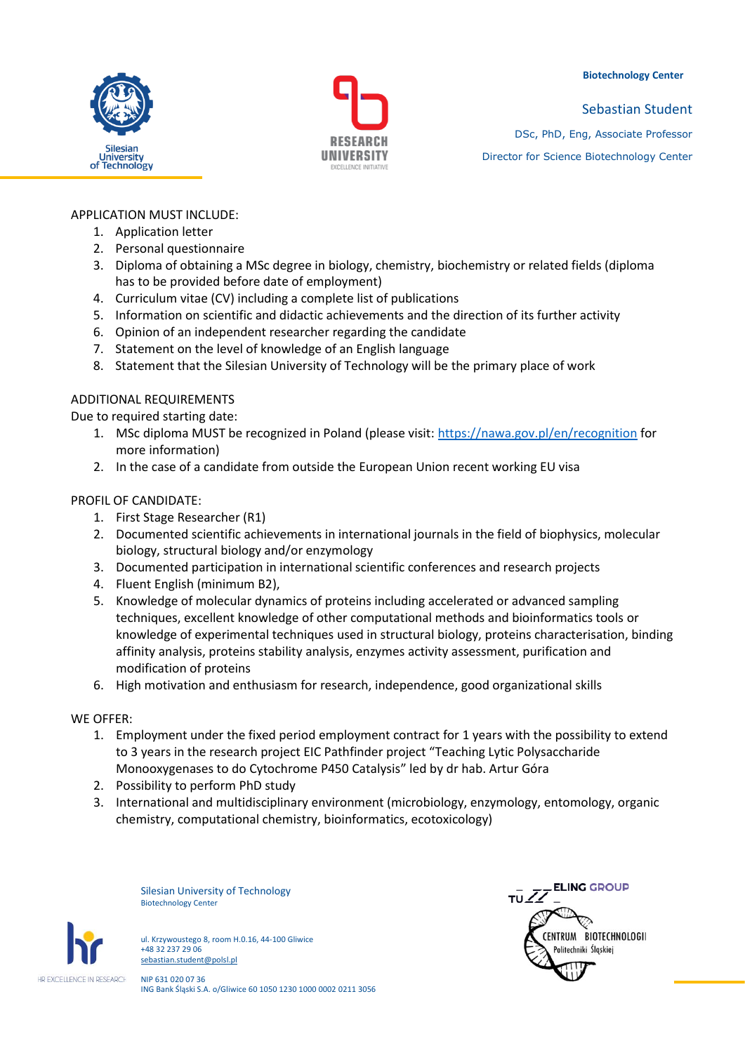APPLICATION MUST INCLUDE:

1. Application letter
2. Personal questionnaire
3. Diploma of obtaining a MSc degree in biology, chemistry, biochemistry or related fields (diploma has to be provided before date of employment)
4. Curriculum vitae (CV) including a complete list of publications
5. Information on scientific and didactic achievements and the direction of its further activity
6. Opinion of an independent researcher regarding the candidate
7. Statement on the level of knowledge of an English language
8. Statement that the Silesian University of Technology will be the primary place of work

ADDITIONAL REQUIREMENTS

Due to required starting date:

1. MSc diploma MUST be recognized in Poland (please visit: https://nawa.gov.pl/en/recognition for more information)
2. In the case of a candidate from outside the European Union recent working EU visa

PROFIL OF CANDIDATE:

1. First Stage Researcher (R1)
2. Documented scientific achievements in international journals in the field of biophysics, molecular biology, structural biology and/or enzymology
3. Documented participation in international scientific conferences and research projects
4. Fluent English (minimum B2),
5. Knowledge of molecular dynamics of proteins including accelerated or advanced sampling techniques, excellent knowledge of other computational methods and bioinformatics tools or knowledge of experimental techniques used in structural biology, proteins characterisation, binding affinity analysis, proteins stability analysis, enzymes activity assessment, purification and modification of proteins
6. High motivation and enthusiasm for research, independence, good organizational skills

WE OFFER:

1. Employment under the fixed period employment contract for 1 years with the possibility to extend to 3 years in the research project EIC Pathfinder project "Teaching Lytic Polysaccharide Monooxygenases to do Cytochrome P450 Catalysis" led by dr hab. Artur Góra
2. Possibility to perform PhD study
3. International and multidisciplinary environment (microbiology, enzymology, entomology, organic chemistry, computational chemistry, bioinformatics, ecotoxicology)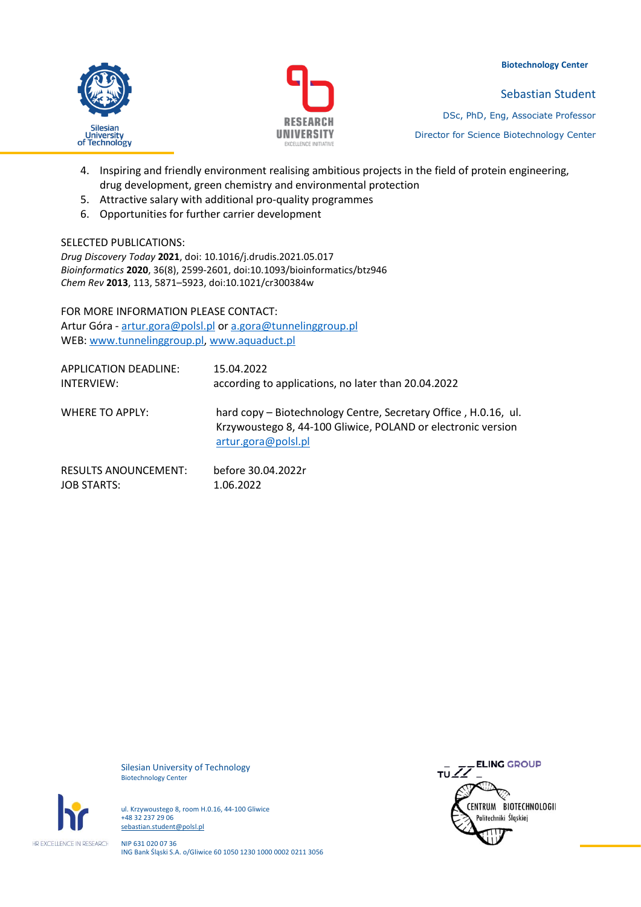4. Inspiring and friendly environment realising ambitious projects in the field of protein engineering, drug development, green chemistry and environmental protection
5. Attractive salary with additional pro-quality programmes
6. Opportunities for further carrier development

SELECTED PUBLICATIONS:
*Drug Discovery Today* **2021**, doi: 10.1016/j.drudis.2021.05.017
*Bioinformatics* **2020**, 36(8), 2599-2601, doi:10.1093/bioinformatics/btz946
*Chem Rev* **2013**, 113, 5871–5923, doi:10.1021/cr300384w

FOR MORE INFORMATION PLEASE CONTACT:
Artur Góra - artur.gora@polsl.pl or a.gora@tunnelinggroup.pl
WEB: www.tunnelinggroup.pl, www.aquaduct.pl

| | |
|---|---|
| APPLICATION DEADLINE: | 15.04.2022 |
| INTERVIEW: | according to applications, no later than 20.04.2022 |
| WHERE TO APPLY: | hard copy – Biotechnology Centre, Secretary Office , H.0.16, ul. Krzywoustego 8, 44-100 Gliwice, POLAND or electronic version artur.gora@polsl.pl |
| RESULTS ANOUNCEMENT: | before 30.04.2022r |
| JOB STARTS: | 1.06.2022 |